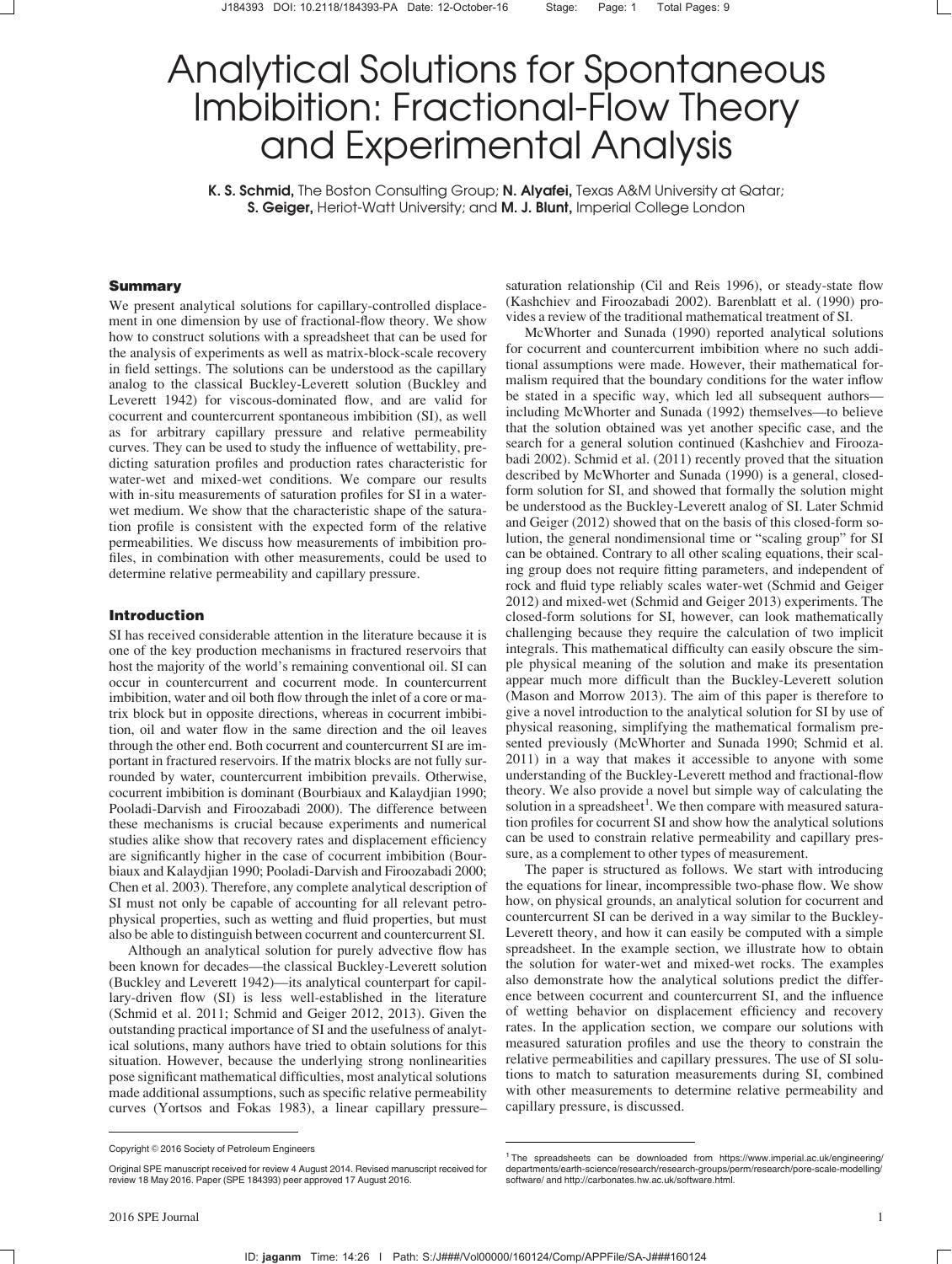# Analytical Solutions for Spontaneous Imbibition: Fractional-Flow Theory and Experimental Analysis

**K. S. Schmid,** The Boston Consulting Group; **N. Alyafei,** Texas A&M University at Qatar; **S. Geiger,** Heriot-Watt University; and **M. J. Blunt,** Imperial College London

## Summary

We present analytical solutions for capillary-controlled displacement in one dimension by use of fractional-flow theory. We show how to construct solutions with a spreadsheet that can be used for the analysis of experiments as well as matrix-block-scale recovery in field settings. The solutions can be understood as the capillary analog to the classical Buckley-Leverett solution (Buckley and Leverett 1942) for viscous-dominated flow, and are valid for cocurrent and countercurrent spontaneous imbibition (SI), as well as for arbitrary capillary pressure and relative permeability curves. They can be used to study the influence of wettability, predicting saturation profiles and production rates characteristic for water-wet and mixed-wet conditions. We compare our results with in-situ measurements of saturation profiles for SI in a water-wet medium. We show that the characteristic shape of the saturation profile is consistent with the expected form of the relative permeabilities. We discuss how measurements of imbibition profiles, in combination with other measurements, could be used to determine relative permeability and capillary pressure.

## Introduction

SI has received considerable attention in the literature because it is one of the key production mechanisms in fractured reservoirs that host the majority of the world's remaining conventional oil. SI can occur in countercurrent and cocurrent mode. In countercurrent imbibition, water and oil both flow through the inlet of a core or matrix block but in opposite directions, whereas in cocurrent imbibition, oil and water flow in the same direction and the oil leaves through the other end. Both cocurrent and countercurrent SI are important in fractured reservoirs. If the matrix blocks are not fully surrounded by water, countercurrent imbibition prevails. Otherwise, cocurrent imbibition is dominant (Bourbiaux and Kalaydjian 1990; Pooladi-Darvish and Firoozabadi 2000). The difference between these mechanisms is crucial because experiments and numerical studies alike show that recovery rates and displacement efficiency are significantly higher in the case of cocurrent imbibition (Bourbiaux and Kalaydjian 1990; Pooladi-Darvish and Firoozabadi 2000; Chen et al. 2003). Therefore, any complete analytical description of SI must not only be capable of accounting for all relevant petrophysical properties, such as wetting and fluid properties, but must also be able to distinguish between cocurrent and countercurrent SI.

Although an analytical solution for purely advective flow has been known for decades—the classical Buckley-Leverett solution (Buckley and Leverett 1942)—its analytical counterpart for capillary-driven flow (SI) is less well-established in the literature (Schmid et al. 2011; Schmid and Geiger 2012, 2013). Given the outstanding practical importance of SI and the usefulness of analytical solutions, many authors have tried to obtain solutions for this situation. However, because the underlying strong nonlinearities pose significant mathematical difficulties, most analytical solutions made additional assumptions, such as specific relative permeability curves (Yortsos and Fokas 1983), a linear capillary pressure–saturation relationship (Cil and Reis 1996), or steady-state flow (Kashchiev and Firoozabadi 2002). Barenblatt et al. (1990) provides a review of the traditional mathematical treatment of SI.

McWhorter and Sunada (1990) reported analytical solutions for cocurrent and countercurrent imbibition where no such additional assumptions were made. However, their mathematical formalism required that the boundary conditions for the water inflow be stated in a specific way, which led all subsequent authors—including McWhorter and Sunada (1992) themselves—to believe that the solution obtained was yet another specific case, and the search for a general solution continued (Kashchiev and Firoozabadi 2002). Schmid et al. (2011) recently proved that the situation described by McWhorter and Sunada (1990) is a general, closed-form solution for SI, and showed that formally the solution might be understood as the Buckley-Leverett analog of SI. Later Schmid and Geiger (2012) showed that on the basis of this closed-form solution, the general nondimensional time or "scaling group" for SI can be obtained. Contrary to all other scaling equations, their scaling group does not require fitting parameters, and independent of rock and fluid type reliably scales water-wet (Schmid and Geiger 2012) and mixed-wet (Schmid and Geiger 2013) experiments. The closed-form solutions for SI, however, can look mathematically challenging because they require the calculation of two implicit integrals. This mathematical difficulty can easily obscure the simple physical meaning of the solution and make its presentation appear much more difficult than the Buckley-Leverett solution (Mason and Morrow 2013). The aim of this paper is therefore to give a novel introduction to the analytical solution for SI by use of physical reasoning, simplifying the mathematical formalism presented previously (McWhorter and Sunada 1990; Schmid et al. 2011) in a way that makes it accessible to anyone with some understanding of the Buckley-Leverett method and fractional-flow theory. We also provide a novel but simple way of calculating the solution in a spreadsheet[1]. We then compare with measured saturation profiles for cocurrent SI and show how the analytical solutions can be used to constrain relative permeability and capillary pressure, as a complement to other types of measurement.

The paper is structured as follows. We start with introducing the equations for linear, incompressible two-phase flow. We show how, on physical grounds, an analytical solution for cocurrent and countercurrent SI can be derived in a way similar to the Buckley-Leverett theory, and how it can easily be computed with a simple spreadsheet. In the example section, we illustrate how to obtain the solution for water-wet and mixed-wet rocks. The examples also demonstrate how the analytical solutions predict the difference between cocurrent and countercurrent SI, and the influence of wetting behavior on displacement efficiency and recovery rates. In the application section, we compare our solutions with measured saturation profiles and use the theory to constrain the relative permeabilities and capillary pressures. The use of SI solutions to match to saturation measurements during SI, combined with other measurements to determine relative permeability and capillary pressure, is discussed.

---

Copyright © 2016 Society of Petroleum Engineers

Original SPE manuscript received for review 4 August 2014. Revised manuscript received for review 18 May 2016. Paper (SPE 184393) peer approved 17 August 2016.

[1] The spreadsheets can be downloaded from https://www.imperial.ac.uk/engineering/departments/earth-science/research/research-groups/perm/research/pore-scale-modelling/software/ and http://carbonates.hw.ac.uk/software.html.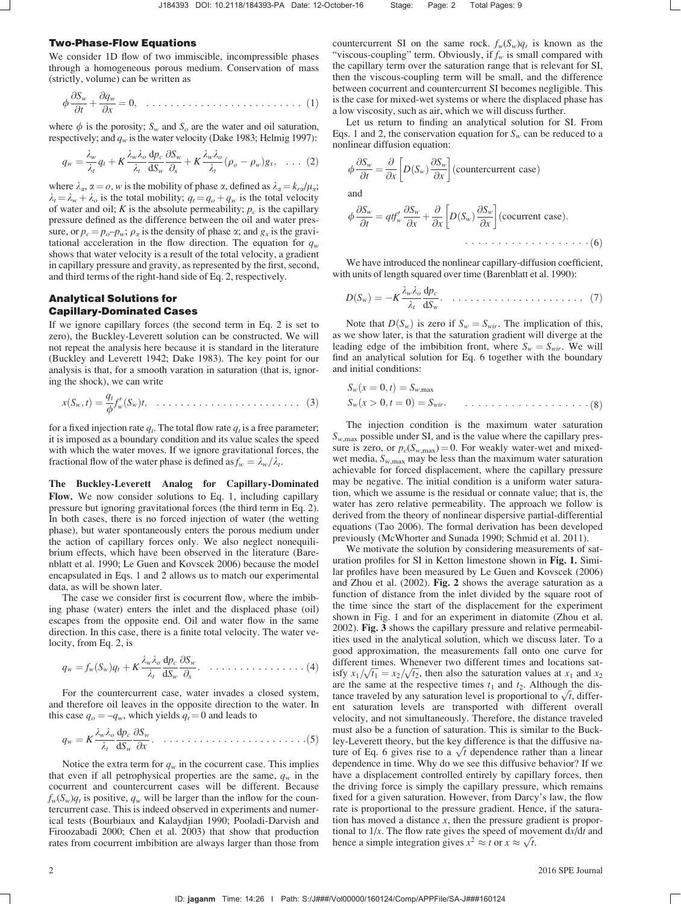### Two-Phase-Flow Equations

We consider 1D flow of two immiscible, incompressible phases through a homogeneous porous medium. Conservation of mass (strictly, volume) can be written as

$$\phi \frac{\partial S_w}{\partial t} + \frac{\partial q_w}{\partial x} = 0, \quad \ldots \ldots \ldots \ldots \ldots \ldots \ldots \ldots (1)$$

where $\phi$ is the porosity; $S_w$ and $S_o$ are the water and oil saturation, respectively; and $q_w$ is the water velocity (Dake 1983; Helmig 1997):

$$q_w = \frac{\lambda_w}{\lambda_t} q_t + K \frac{\lambda_w \lambda_o}{\lambda_t} \frac{\mathrm{d}p_c}{\mathrm{d}S_w} \frac{\partial S_w}{\partial_x} + K \frac{\lambda_w \lambda_o}{\lambda_t} (\rho_o - \rho_w) g_x, \quad \ldots (2)$$

where $\lambda_\alpha$, $\alpha = o, w$ is the mobility of phase $\alpha$, defined as $\lambda_\alpha = k_{r\alpha}/\mu_\alpha$; $\lambda_t = \lambda_w + \lambda_o$ is the total mobility; $q_t = q_o + q_w$ is the total velocity of water and oil; $K$ is the absolute permeability; $p_c$ is the capillary pressure defined as the difference between the oil and water pressure, or $p_c = p_o – p_w$; $\rho_\alpha$ is the density of phase $\alpha$; and $g_x$ is the gravitational acceleration in the flow direction. The equation for $q_w$ shows that water velocity is a result of the total velocity, a gradient in capillary pressure and gravity, as represented by the first, second, and third terms of the right-hand side of Eq. 2, respectively.

### Analytical Solutions for Capillary-Dominated Cases

If we ignore capillary forces (the second term in Eq. 2 is set to zero), the Buckley-Leverett solution can be constructed. We will not repeat the analysis here because it is standard in the literature (Buckley and Leverett 1942; Dake 1983). The key point for our analysis is that, for a smooth variation in saturation (that is, ignoring the shock), we can write

$$x(S_w, t) = \frac{q_t}{\phi} f_w'(S_w) t, \quad \ldots \ldots \ldots \ldots \ldots \ldots \ldots \ldots (3)$$

for a fixed injection rate $q_t$. The total flow rate $q_t$ is a free parameter; it is imposed as a boundary condition and its value scales the speed with which the water moves. If we ignore gravitational forces, the fractional flow of the water phase is defined as $f_w = \lambda_w/\lambda_t$.

**The Buckley-Leverett Analog for Capillary-Dominated Flow.** We now consider solutions to Eq. 1, including capillary pressure but ignoring gravitational forces (the third term in Eq. 2). In both cases, there is no forced injection of water (the wetting phase), but water spontaneously enters the porous medium under the action of capillary forces only. We also neglect nonequilibrium effects, which have been observed in the literature (Barenblatt et al. 1990; Le Guen and Kovscek 2006) because the model encapsulated in Eqs. 1 and 2 allows us to match our experimental data, as will be shown later.

The case we consider first is cocurrent flow, where the imbibing phase (water) enters the inlet and the displaced phase (oil) escapes from the opposite end. Oil and water flow in the same direction. In this case, there is a finite total velocity. The water velocity, from Eq. 2, is

$$q_w = f_w(S_w) q_t + K \frac{\lambda_w \lambda_o}{\lambda_t} \frac{\mathrm{d}p_c}{\mathrm{d}S_w} \frac{\partial S_w}{\partial_x}. \quad \ldots \ldots \ldots \ldots \ldots \ldots (4)$$

For the countercurrent case, water invades a closed system, and therefore oil leaves in the opposite direction to the water. In this case $q_o = –q_w$, which yields $q_t = 0$ and leads to

$$q_w = K \frac{\lambda_w \lambda_o}{\lambda_t} \frac{\mathrm{d}p_c}{\mathrm{d}S_w} \frac{\partial S_w}{\partial x}. \quad \ldots \ldots \ldots \ldots \ldots \ldots \ldots \ldots (5)$$

Notice the extra term for $q_w$ in the cocurrent case. This implies that even if all petrophysical properties are the same, $q_w$ in the cocurrent and countercurrent cases will be different. Because $f_w(S_w)q_t$ is positive, $q_w$ will be larger than the inflow for the countercurrent case. This is indeed observed in experiments and numerical tests (Bourbiaux and Kalaydjian 1990; Pooladi-Darvish and Firoozabadi 2000; Chen et al. 2003) that show that production rates from cocurrent imbibition are always larger than those from countercurrent SI on the same rock. $f_w(S_w)q_t$ is known as the "viscous-coupling" term. Obviously, if $f_w$ is small compared with the capillary term over the saturation range that is relevant for SI, then the viscous-coupling term will be small, and the difference between cocurrent and countercurrent SI becomes negligible. This is the case for mixed-wet systems or where the displaced phase has a low viscosity, such as air, which we will discuss further.

Let us return to finding an analytical solution for SI. From Eqs. 1 and 2, the conservation equation for $S_w$ can be reduced to a nonlinear diffusion equation:

$$\phi \frac{\partial S_w}{\partial t} = \frac{\partial}{\partial x}\left[ D(S_w) \frac{\partial S_w}{\partial x} \right] \text{(countercurrent case)}$$

and

$$\phi \frac{\partial S_w}{\partial t} = q t f_w' \frac{\partial S_w}{\partial x} + \frac{\partial}{\partial x}\left[ D(S_w) \frac{\partial S_w}{\partial x} \right] \text{(cocurrent case)}. \quad \ldots \ldots \ldots (6)$$

We have introduced the nonlinear capillary-diffusion coefficient, with units of length squared over time (Barenblatt et al. 1990):

$$D(S_w) = -K \frac{\lambda_w \lambda_o}{\lambda_t} \frac{\mathrm{d}p_c}{\mathrm{d}S_w}. \quad \ldots \ldots \ldots \ldots \ldots \ldots \ldots (7)$$

Note that $D(S_w)$ is zero if $S_w = S_{wir}$. The implication of this, as we show later, is that the saturation gradient will diverge at the leading edge of the imbibition front, where $S_w = S_{wir}$. We will find an analytical solution for Eq. 6 together with the boundary and initial conditions:

$$S_w(x = 0, t) = S_{w,\max}$$
$$S_w(x > 0, t = 0) = S_{wir}. \quad \ldots \ldots \ldots \ldots \ldots \ldots (8)$$

The injection condition is the maximum water saturation $S_{w,\max}$ possible under SI, and is the value where the capillary pressure is zero, or $p_c(S_{w,\max}) = 0$. For weakly water-wet and mixed-wet media, $S_{w,\max}$ may be less than the maximum water saturation achievable for forced displacement, where the capillary pressure may be negative. The initial condition is a uniform water saturation, which we assume is the residual or connate value; that is, the water has zero relative permeability. The approach we follow is derived from the theory of nonlinear dispersive partial-differential equations (Tao 2006). The formal derivation has been developed previously (McWhorter and Sunada 1990; Schmid et al. 2011).

We motivate the solution by considering measurements of saturation profiles for SI in Ketton limestone shown in **Fig. 1.** Similar profiles have been measured by Le Guen and Kovscek (2006) and Zhou et al. (2002). **Fig. 2** shows the average saturation as a function of distance from the inlet divided by the square root of the time since the start of the displacement for the experiment shown in Fig. 1 and for an experiment in diatomite (Zhou et al. 2002). **Fig. 3** shows the capillary pressure and relative permeabilities used in the analytical solution, which we discuss later. To a good approximation, the measurements fall onto one curve for different times. Whenever two different times and locations satisfy $x_1/\sqrt{t_1} = x_2/\sqrt{t_2}$, then also the saturation values at $x_1$ and $x_2$ are the same at the respective times $t_1$ and $t_2$. Although the distance traveled by any saturation level is proportional to $\sqrt{t}$, different saturation levels are transported with different overall velocity, and not simultaneously. Therefore, the distance traveled must also be a function of saturation. This is similar to the Buckley-Leverett theory, but the key difference is that the diffusive nature of Eq. 6 gives rise to a $\sqrt{t}$ dependence rather than a linear dependence in time. Why do we see this diffusive behavior? If we have a displacement controlled entirely by capillary forces, then the driving force is simply the capillary pressure, which remains fixed for a given saturation. However, from Darcy's law, the flow rate is proportional to the pressure gradient. Hence, if the saturation has moved a distance $x$, then the pressure gradient is proportional to $1/x$. The flow rate gives the speed of movement $\mathrm{d}x/\mathrm{d}t$ and hence a simple integration gives $x^2 \approx t$ or $x \approx \sqrt{t}$.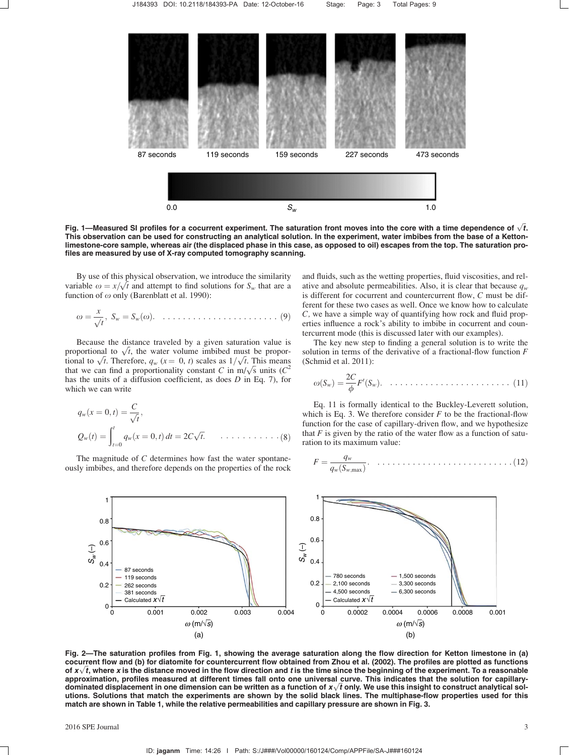Fig. 1—Measured SI profiles for a cocurrent experiment. The saturation front moves into the core with a time dependence of $\sqrt{t}$. This observation can be used for constructing an analytical solution. In the experiment, water imbibes from the base of a Ketton-limestone-core sample, whereas air (the displaced phase in this case, as opposed to oil) escapes from the top. The saturation profiles are measured by use of X-ray computed tomography scanning.

By use of this physical observation, we introduce the similarity variable $\omega = x/\sqrt{t}$ and attempt to find solutions for $S_w$ that are a function of $\omega$ only (Barenblatt et al. 1990):

$$\omega = \frac{x}{\sqrt{t}}, \; S_w = S_w(\omega). \quad (9)$$

Because the distance traveled by a given saturation value is proportional to $\sqrt{t}$, the water volume imbibed must be proportional to $\sqrt{t}$. Therefore, $q_w$ $(x=0, t)$ scales as $1/\sqrt{t}$. This means that we can find a proportionality constant $C$ in m/$\sqrt{\text{s}}$ units ($C^2$ has the units of a diffusion coefficient, as does $D$ in Eq. 7), for which we can write

$$q_w(x=0,t) = \frac{C}{\sqrt{t}},$$

$$Q_w(t) = \int_{t=0}^{t} q_w(x=0,t)\,dt = 2C\sqrt{t}. \quad (8)$$

The magnitude of $C$ determines how fast the water spontaneously imbibes, and therefore depends on the properties of the rock and fluids, such as the wetting properties, fluid viscosities, and relative and absolute permeabilities. Also, it is clear that because $q_w$ is different for cocurrent and countercurrent flow, $C$ must be different for these two cases as well. Once we know how to calculate $C$, we have a simple way of quantifying how rock and fluid properties influence a rock's ability to imbibe in cocurrent and countercurrent mode (this is discussed later with our examples).

The key new step to finding a general solution is to write the solution in terms of the derivative of a fractional-flow function $F$ (Schmid et al. 2011):

$$\omega(S_w) = \frac{2C}{\phi}F'(S_w). \quad (11)$$

Eq. 11 is formally identical to the Buckley-Leverett solution, which is Eq. 3. We therefore consider $F$ to be the fractional-flow function for the case of capillary-driven flow, and we hypothesize that $F$ is given by the ratio of the water flow as a function of saturation to its maximum value:

$$F = \frac{q_w}{q_w(S_{w,\max})}. \quad (12)$$

Fig. 2—The saturation profiles from Fig. 1, showing the average saturation along the flow direction for Ketton limestone in (a) cocurrent flow and (b) for diatomite for countercurrent flow obtained from Zhou et al. (2002). The profiles are plotted as functions of $x\sqrt{t}$, where $x$ is the distance moved in the flow direction and $t$ is the time since the beginning of the experiment. To a reasonable approximation, profiles measured at different times fall onto one universal curve. This indicates that the solution for capillary-dominated displacement in one dimension can be written as a function of $x\sqrt{t}$ only. We use this insight to construct analytical solutions. Solutions that match the experiments are shown by the solid black lines. The multiphase-flow properties used for this match are shown in Table 1, while the relative permeabilities and capillary pressure are shown in Fig. 3.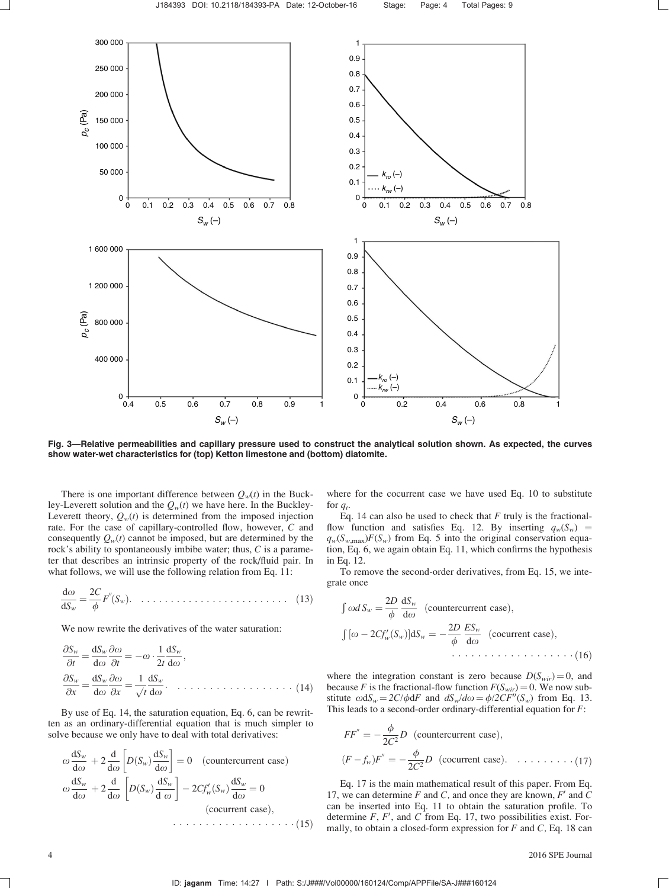Fig. 3—Relative permeabilities and capillary pressure used to construct the analytical solution shown. As expected, the curves show water-wet characteristics for (top) Ketton limestone and (bottom) diatomite.

There is one important difference between $Q_w(t)$ in the Buckley-Leverett solution and the $Q_w(t)$ we have here. In the Buckley-Leverett theory, $Q_w(t)$ is determined from the imposed injection rate. For the case of capillary-controlled flow, however, $C$ and consequently $Q_w(t)$ cannot be imposed, but are determined by the rock's ability to spontaneously imbibe water; thus, $C$ is a parameter that describes an intrinsic property of the rock/fluid pair. In what follows, we will use the following relation from Eq. 11:

$$\frac{d\omega}{dS_w} = \frac{2C}{\phi} F''(S_w). \quad (13)$$

We now rewrite the derivatives of the water saturation:

$$\frac{\partial S_w}{\partial t} = \frac{dS_w}{d\omega}\frac{\partial \omega}{\partial t} = -\omega \cdot \frac{1}{2t}\frac{dS_w}{d\omega},$$
$$\frac{\partial S_w}{\partial x} = \frac{dS_w}{d\omega}\frac{\partial \omega}{\partial x} = \frac{1}{\sqrt{t}}\frac{dS_w}{d\omega}. \quad (14)$$

By use of Eq. 14, the saturation equation, Eq. 6, can be rewritten as an ordinary-differential equation that is much simpler to solve because we only have to deal with total derivatives:

$$\omega\frac{dS_w}{d\omega} + 2\frac{d}{d\omega}\left[D(S_w)\frac{dS_w}{d\omega}\right] = 0 \quad \text{(countercurrent case)}$$
$$\omega\frac{dS_w}{d\omega} + 2\frac{d}{d\omega}\left[D(S_w)\frac{dS_w}{d\,\omega}\right] - 2Cf_w'(S_w)\frac{dS_w}{d\omega} = 0 \quad \text{(cocurrent case)}, \quad (15)$$

where for the cocurrent case we have used Eq. 10 to substitute for $q_t$.

Eq. 14 can also be used to check that $F$ truly is the fractional-flow function and satisfies Eq. 12. By inserting $q_w(S_w) = q_w(S_{w,\max})F(S_w)$ from Eq. 5 into the original conservation equation, Eq. 6, we again obtain Eq. 11, which confirms the hypothesis in Eq. 12.

To remove the second-order derivatives, from Eq. 15, we integrate once

$$\int \omega d\,S_w = \frac{2D}{\phi}\frac{dS_w}{d\omega} \quad \text{(countercurrent case)},$$
$$\int [\omega - 2Cf_w'(S_w)]dS_w = -\frac{2D}{\phi}\frac{ES_w}{d\omega} \quad \text{(cocurrent case)}, \quad (16)$$

where the integration constant is zero because $D(S_{wir}) = 0$, and because $F$ is the fractional-flow function $F(S_{wir}) = 0$. We now substitute $\omega dS_w = 2C/\phi dF$ and $dS_w/d\omega = \phi/2CF''(S_w)$ from Eq. 13. This leads to a second-order ordinary-differential equation for $F$:

$$FF'' = -\frac{\phi}{2C^2}D \quad \text{(countercurrent case)},$$
$$(F - f_w)F'' = -\frac{\phi}{2C^2}D \quad \text{(cocurrent case)}. \quad (17)$$

Eq. 17 is the main mathematical result of this paper. From Eq. 17, we can determine $F$ and $C$, and once they are known, $F'$ and $C$ can be inserted into Eq. 11 to obtain the saturation profile. To determine $F$, $F'$, and $C$ from Eq. 17, two possibilities exist. Formally, to obtain a closed-form expression for $F$ and $C$, Eq. 18 can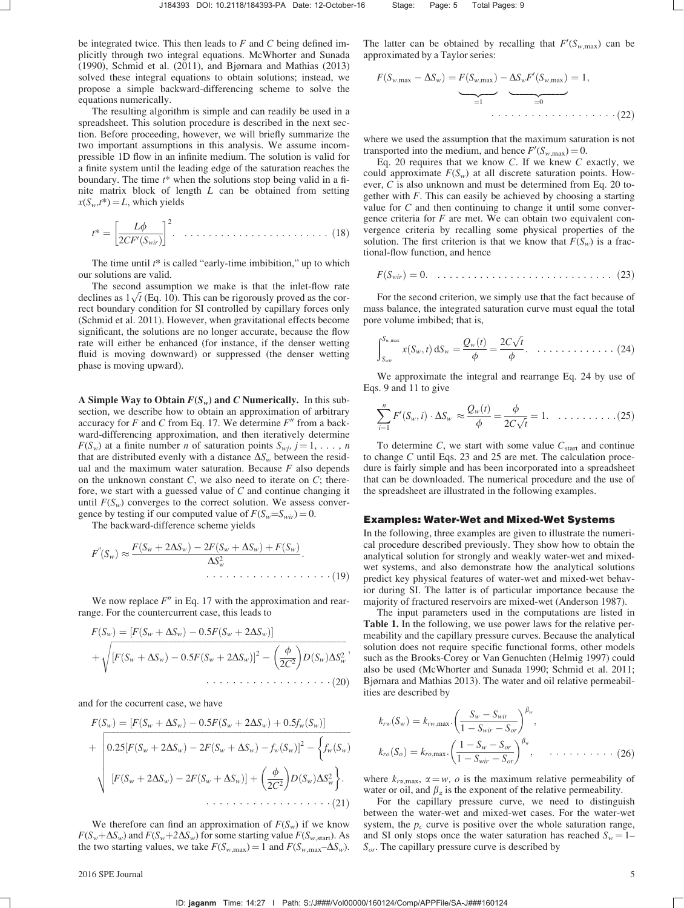be integrated twice. This then leads to $F$ and $C$ being defined implicitly through two integral equations. McWhorter and Sunada (1990), Schmid et al. (2011), and Bjørnara and Mathias (2013) solved these integral equations to obtain solutions; instead, we propose a simple backward-differencing scheme to solve the equations numerically.

The resulting algorithm is simple and can readily be used in a spreadsheet. This solution procedure is described in the next section. Before proceeding, however, we will briefly summarize the two important assumptions in this analysis. We assume incompressible 1D flow in an infinite medium. The solution is valid for a finite system until the leading edge of the saturation reaches the boundary. The time $t^*$ when the solutions stop being valid in a finite matrix block of length $L$ can be obtained from setting $x(S_w,t^*) = L$, which yields

$$t^* = \left[\frac{L\phi}{2CF'(S_{wir})}\right]^2. \quad (18)$$

The time until $t^*$ is called "early-time imbibition," up to which our solutions are valid.

The second assumption we make is that the inlet-flow rate declines as $1\sqrt{t}$ (Eq. 10). This can be rigorously proved as the correct boundary condition for SI controlled by capillary forces only (Schmid et al. 2011). However, when gravitational effects become significant, the solutions are no longer accurate, because the flow rate will either be enhanced (for instance, if the denser wetting fluid is moving downward) or suppressed (the denser wetting phase is moving upward).

**A Simple Way to Obtain $F(S_w)$ and $C$ Numerically.** In this subsection, we describe how to obtain an approximation of arbitrary accuracy for $F$ and $C$ from Eq. 17. We determine $F''$ from a backward-differencing approximation, and then iteratively determine $F(S_w)$ at a finite number $n$ of saturation points $S_{wj}$, $j = 1, \ldots, n$ that are distributed evenly with a distance $\Delta S_w$ between the residual and the maximum water saturation. Because $F$ also depends on the unknown constant $C$, we also need to iterate on $C$; therefore, we start with a guessed value of $C$ and continue changing it until $F(S_w)$ converges to the correct solution. We assess convergence by testing if our computed value of $F(S_w{=}S_{wir}) = 0$.

The backward-difference scheme yields

$$F''(S_w) \approx \frac{F(S_w + 2\Delta S_w) - 2F(S_w + \Delta S_w) + F(S_w)}{\Delta S_w^2}. \quad (19)$$

We now replace $F''$ in Eq. 17 with the approximation and rearrange. For the countercurrent case, this leads to

$$F(S_w) = [F(S_w + \Delta S_w) - 0.5F(S_w + 2\Delta S_w)] + \sqrt{[F(S_w + \Delta S_w) - 0.5F(S_w + 2\Delta S_w)]^2 - \left(\frac{\phi}{2C^2}\right)D(S_w)\Delta S_w^2}, \quad (20)$$

and for the cocurrent case, we have

$$F(S_w) = [F(S_w + \Delta S_w) - 0.5F(S_w + 2\Delta S_w) + 0.5f_w(S_w)] + \sqrt{0.25[F(S_w + 2\Delta S_w) - 2F(S_w + \Delta S_w) - f_w(S_w)]^2 - \left\{f_w(S_w)[F(S_w + 2\Delta S_w) - 2F(S_w + \Delta S_w)] + \left(\frac{\phi}{2C^2}\right)D(S_w)\Delta S_w^2\right\}}. \quad (21)$$

We therefore can find an approximation of $F(S_w)$ if we know $F(S_w+\Delta S_w)$ and $F(S_w+2\Delta S_w)$ for some starting value $F(S_{w,\text{start}})$. As the two starting values, we take $F(S_{w,\max}) = 1$ and $F(S_{w,\max}-\Delta S_w)$. The latter can be obtained by recalling that $F'(S_{w,\max})$ can be approximated by a Taylor series:

$$F(S_{w,\max} - \Delta S_w) = \underbrace{F(S_{w,\max})}_{=1} - \underbrace{\Delta S_w F'(S_{w,\max})}_{=0} = 1, \quad (22)$$

where we used the assumption that the maximum saturation is not transported into the medium, and hence $F'(S_{w,\max}) = 0$.

Eq. 20 requires that we know $C$. If we knew $C$ exactly, we could approximate $F(S_w)$ at all discrete saturation points. However, $C$ is also unknown and must be determined from Eq. 20 together with $F$. This can easily be achieved by choosing a starting value for $C$ and then continuing to change it until some convergence criteria for $F$ are met. We can obtain two equivalent convergence criteria by recalling some physical properties of the solution. The first criterion is that we know that $F(S_w)$ is a fractional-flow function, and hence

$$F(S_{wir}) = 0. \quad (23)$$

For the second criterion, we simply use that the fact because of mass balance, the integrated saturation curve must equal the total pore volume imbibed; that is,

$$\int_{S_{wir}}^{S_{w,\max}} x(S_w,t)\,\mathrm{d}S_w = \frac{Q_w(t)}{\phi} = \frac{2C\sqrt{t}}{\phi}. \quad (24)$$

We approximate the integral and rearrange Eq. 24 by use of Eqs. 9 and 11 to give

$$\sum_{i=1}^{n} F'(S_w,i)\cdot\Delta S_w \approx \frac{Q_w(t)}{\phi} = \frac{\phi}{2C\sqrt{t}} = 1. \quad (25)$$

To determine $C$, we start with some value $C_{\text{start}}$ and continue to change $C$ until Eqs. 23 and 25 are met. The calculation procedure is fairly simple and has been incorporated into a spreadsheet that can be downloaded. The numerical procedure and the use of the spreadsheet are illustrated in the following examples.

## Examples: Water-Wet and Mixed-Wet Systems

In the following, three examples are given to illustrate the numerical procedure described previously. They show how to obtain the analytical solution for strongly and weakly water-wet and mixed-wet systems, and also demonstrate how the analytical solutions predict key physical features of water-wet and mixed-wet behavior during SI. The latter is of particular importance because the majority of fractured reservoirs are mixed-wet (Anderson 1987).

The input parameters used in the computations are listed in **Table 1.** In the following, we use power laws for the relative permeability and the capillary pressure curves. Because the analytical solution does not require specific functional forms, other models such as the Brooks-Corey or Van Genuchten (Helmig 1997) could also be used (McWhorter and Sunada 1990; Schmid et al. 2011; Bjørnara and Mathias 2013). The water and oil relative permeabilities are described by

$$k_{rw}(S_w) = k_{rw,\max}\cdot\left(\frac{S_w - S_{wir}}{1 - S_{wir} - S_{or}}\right)^{\beta_w},$$
$$k_{ro}(S_o) = k_{ro,\max}\cdot\left(\frac{1 - S_w - S_{or}}{1 - S_{wir} - S_{or}}\right)^{\beta_w}, \quad (26)$$

where $k_{r\alpha,\max}$, $\alpha = w, o$ is the maximum relative permeability of water or oil, and $\beta_\alpha$ is the exponent of the relative permeability.

For the capillary pressure curve, we need to distinguish between the water-wet and mixed-wet cases. For the water-wet system, the $p_c$ curve is positive over the whole saturation range, and SI only stops once the water saturation has reached $S_w = 1 - S_{or}$. The capillary pressure curve is described by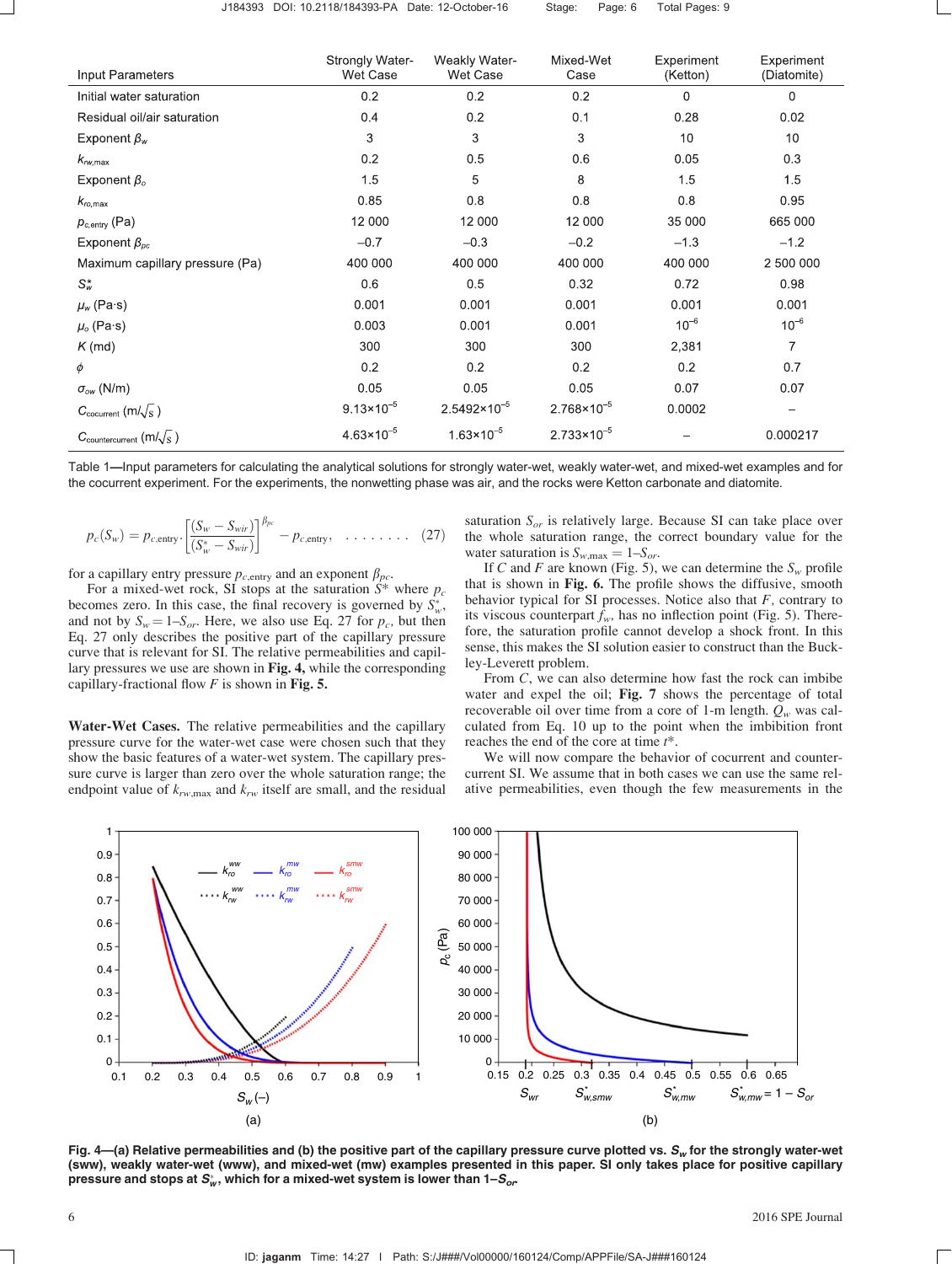| Input Parameters | Strongly Water-Wet Case | Weakly Water-Wet Case | Mixed-Wet Case | Experiment (Ketton) | Experiment (Diatomite) |
|---|---|---|---|---|---|
| Initial water saturation | 0.2 | 0.2 | 0.2 | 0 | 0 |
| Residual oil/air saturation | 0.4 | 0.2 | 0.1 | 0.28 | 0.02 |
| Exponent $\beta_w$ | 3 | 3 | 3 | 10 | 10 |
| $k_{rw,\max}$ | 0.2 | 0.5 | 0.6 | 0.05 | 0.3 |
| Exponent $\beta_o$ | 1.5 | 5 | 8 | 1.5 | 1.5 |
| $k_{ro,\max}$ | 0.85 | 0.8 | 0.8 | 0.8 | 0.95 |
| $p_{c,\text{entry}}$ (Pa) | 12 000 | 12 000 | 12 000 | 35 000 | 665 000 |
| Exponent $\beta_{pc}$ | –0.7 | –0.3 | –0.2 | –1.3 | –1.2 |
| Maximum capillary pressure (Pa) | 400 000 | 400 000 | 400 000 | 400 000 | 2 500 000 |
| $S_w^*$ | 0.6 | 0.5 | 0.32 | 0.72 | 0.98 |
| $\mu_w$ (Pa·s) | 0.001 | 0.001 | 0.001 | 0.001 | 0.001 |
| $\mu_o$ (Pa·s) | 0.003 | 0.001 | 0.001 | $10^{-6}$ | $10^{-6}$ |
| $K$ (md) | 300 | 300 | 300 | 2,381 | 7 |
| $\phi$ | 0.2 | 0.2 | 0.2 | 0.2 | 0.7 |
| $\sigma_{ow}$ (N/m) | 0.05 | 0.05 | 0.05 | 0.07 | 0.07 |
| $C_{\text{cocurrent}}$ (m/$\sqrt{s}$) | $9.13\times10^{-5}$ | $2.5492\times10^{-5}$ | $2.768\times10^{-5}$ | 0.0002 | – |
| $C_{\text{countercurrent}}$ (m/$\sqrt{s}$) | $4.63\times10^{-5}$ | $1.63\times10^{-5}$ | $2.733\times10^{-5}$ | – | 0.000217 |

Table 1—Input parameters for calculating the analytical solutions for strongly water-wet, weakly water-wet, and mixed-wet examples and for the cocurrent experiment. For the experiments, the nonwetting phase was air, and the rocks were Ketton carbonate and diatomite.

$$p_c(S_w) = p_{c,\text{entry}} \cdot \left[\frac{(S_w - S_{wir})}{(S_w^* - S_{wir})}\right]^{\beta_{pc}} - p_{c,\text{entry}}, \quad \ldots\ldots\ldots (27)$$

for a capillary entry pressure $p_{c,\text{entry}}$ and an exponent $\beta_{pc}$.

For a mixed-wet rock, SI stops at the saturation $S^*$ where $p_c$ becomes zero. In this case, the final recovery is governed by $S_w^*$, and not by $S_w = 1–S_{or}$. Here, we also use Eq. 27 for $p_c$, but then Eq. 27 only describes the positive part of the capillary pressure curve that is relevant for SI. The relative permeabilities and capillary pressures we use are shown in **Fig. 4,** while the corresponding capillary-fractional flow $F$ is shown in **Fig. 5.**

**Water-Wet Cases.** The relative permeabilities and the capillary pressure curve for the water-wet case were chosen such that they show the basic features of a water-wet system. The capillary pressure curve is larger than zero over the whole saturation range; the endpoint value of $k_{rw,\max}$ and $k_{rw}$ itself are small, and the residual saturation $S_{or}$ is relatively large. Because SI can take place over the whole saturation range, the correct boundary value for the water saturation is $S_{w,\max} = 1–S_{or}$.

If $C$ and $F$ are known (Fig. 5), we can determine the $S_w$ profile that is shown in **Fig. 6.** The profile shows the diffusive, smooth behavior typical for SI processes. Notice also that $F$, contrary to its viscous counterpart $f_w$, has no inflection point (Fig. 5). Therefore, the saturation profile cannot develop a shock front. In this sense, this makes the SI solution easier to construct than the Buckley-Leverett problem.

From $C$, we can also determine how fast the rock can imbibe water and expel the oil; **Fig. 7** shows the percentage of total recoverable oil over time from a core of 1-m length. $Q_w$ was calculated from Eq. 10 up to the point when the imbibition front reaches the end of the core at time $t^*$.

We will now compare the behavior of cocurrent and countercurrent SI. We assume that in both cases we can use the same relative permeabilities, even though the few measurements in the

**Fig. 4—(a) Relative permeabilities and (b) the positive part of the capillary pressure curve plotted vs. $S_w$ for the strongly water-wet (sww), weakly water-wet (www), and mixed-wet (mw) examples presented in this paper. SI only takes place for positive capillary pressure and stops at $S_w^*$, which for a mixed-wet system is lower than $1–S_{or}$.**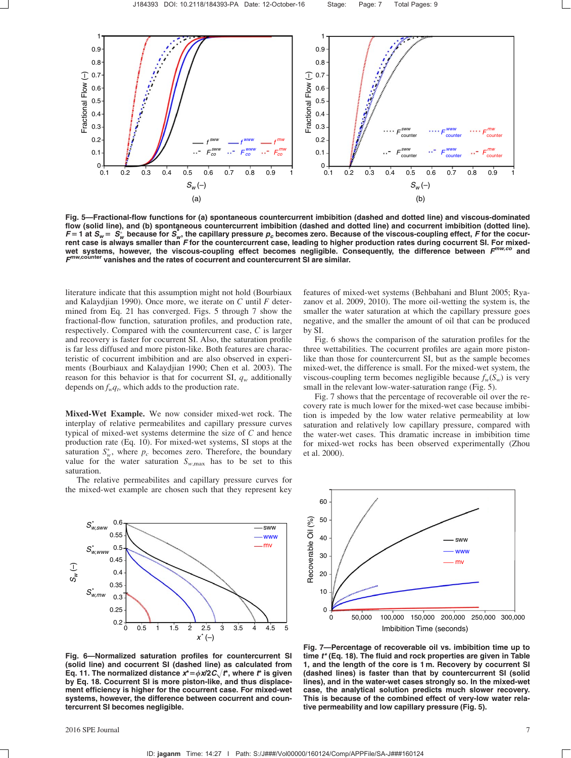Fig. 5—Fractional-flow functions for (a) spontaneous countercurrent imbibition (dashed and dotted line) and viscous-dominated flow (solid line), and (b) spontaneous countercurrent imbibition (dashed and dotted line) and cocurrent imbibition (dotted line). $F=1$ at $S_w = S_w^*$ because for $S_w^*$, the capillary pressure $p_c$ becomes zero. Because of the viscous-coupling effect, $F$ for the cocurrent case is always smaller than $F$ for the countercurrent case, leading to higher production rates during cocurrent SI. For mixed-wet systems, however, the viscous-coupling effect becomes negligible. Consequently, the difference between $F^{mw,co}$ and $F^{mw,counter}$ vanishes and the rates of cocurrent and countercurrent SI are similar.

literature indicate that this assumption might not hold (Bourbiaux and Kalaydjian 1990). Once more, we iterate on $C$ until $F$ determined from Eq. 21 has converged. Figs. 5 through 7 show the fractional-flow function, saturation profiles, and production rate, respectively. Compared with the countercurrent case, $C$ is larger and recovery is faster for cocurrent SI. Also, the saturation profile is far less diffused and more piston-like. Both features are characteristic of cocurrent imbibition and are also observed in experiments (Bourbiaux and Kalaydjian 1990; Chen et al. 2003). The reason for this behavior is that for cocurrent SI, $q_w$ additionally depends on $f_w q_t$, which adds to the production rate.

**Mixed-Wet Example.** We now consider mixed-wet rock. The interplay of relative permeabilites and capillary pressure curves typical of mixed-wet systems determine the size of $C$ and hence production rate (Eq. 10). For mixed-wet systems, SI stops at the saturation $S_w^*$, where $p_c$ becomes zero. Therefore, the boundary value for the water saturation $S_{w,\max}$ has to be set to this saturation.

The relative permeabilites and capillary pressure curves for the mixed-wet example are chosen such that they represent key features of mixed-wet systems (Behbahani and Blunt 2005; Ryazanov et al. 2009, 2010). The more oil-wetting the system is, the smaller the water saturation at which the capillary pressure goes negative, and the smaller the amount of oil that can be produced by SI.

Fig. 6 shows the comparison of the saturation profiles for the three wettabilities. The cocurrent profiles are again more piston-like than those for countercurrent SI, but as the sample becomes mixed-wet, the difference is small. For the mixed-wet system, the viscous-coupling term becomes negligible because $f_w(S_w)$ is very small in the relevant low-water-saturation range (Fig. 5).

Fig. 7 shows that the percentage of recoverable oil over the recovery rate is much lower for the mixed-wet case because imbibition is impeded by the low water relative permeability at low saturation and relatively low capillary pressure, compared with the water-wet cases. This dramatic increase in imbibition time for mixed-wet rocks has been observed experimentally (Zhou et al. 2000).

Fig. 6—Normalized saturation profiles for countercurrent SI (solid line) and cocurrent SI (dashed line) as calculated from Eq. 11. The normalized distance $x^* = \phi x / 2C\sqrt{t^*}$, where $t^*$ is given by Eq. 18. Cocurrent SI is more piston-like, and thus displacement efficiency is higher for the cocurrent case. For mixed-wet systems, however, the difference between cocurrent and countercurrent SI becomes negligible.

Fig. 7—Percentage of recoverable oil vs. imbibition time up to time $t^*$ (Eq. 18). The fluid and rock properties are given in Table 1, and the length of the core is 1 m. Recovery by cocurrent SI (dashed lines) is faster than that by countercurrent SI (solid lines), and in the water-wet cases strongly so. In the mixed-wet case, the analytical solution predicts much slower recovery. This is because of the combined effect of very-low water relative permeability and low capillary pressure (Fig. 5).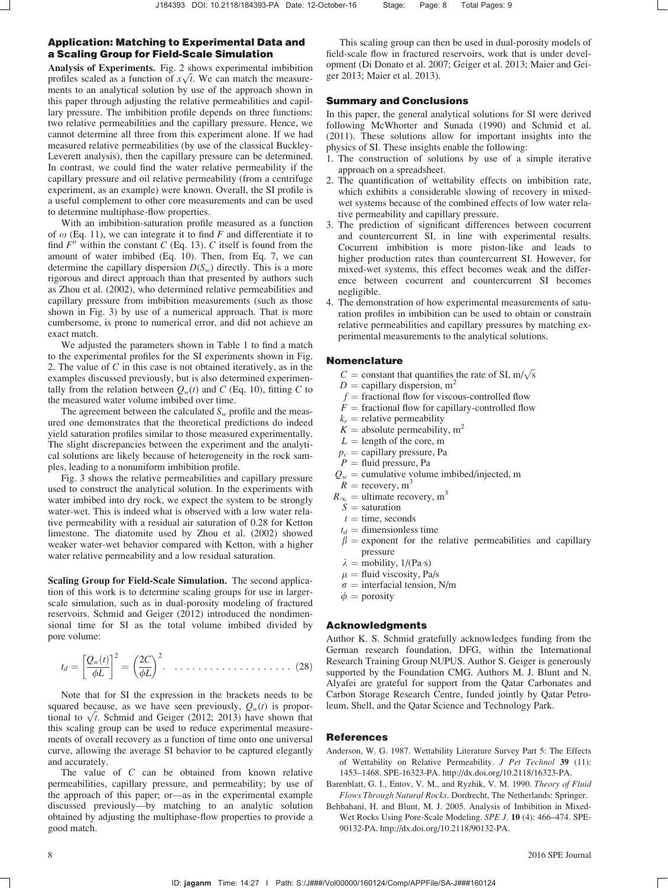## Application: Matching to Experimental Data and a Scaling Group for Field-Scale Simulation

**Analysis of Experiments.** Fig. 2 shows experimental imbibition profiles scaled as a function of $x\sqrt{t}$. We can match the measurements to an analytical solution by use of the approach shown in this paper through adjusting the relative permeabilities and capillary pressure. The imbibition profile depends on three functions: two relative permeabilities and the capillary pressure. Hence, we cannot determine all three from this experiment alone. If we had measured relative permeabilities (by use of the classical Buckley-Leverett analysis), then the capillary pressure can be determined. In contrast, we could find the water relative permeability if the capillary pressure and oil relative permeability (from a centrifuge experiment, as an example) were known. Overall, the SI profile is a useful complement to other core measurements and can be used to determine multiphase-flow properties.

With an imbibition-saturation profile measured as a function of $\omega$ (Eq. 11), we can integrate it to find $F$ and differentiate it to find $F''$ within the constant $C$ (Eq. 13). $C$ itself is found from the amount of water imbibed (Eq. 10). Then, from Eq. 7, we can determine the capillary dispersion $D(S_w)$ directly. This is a more rigorous and direct approach than that presented by authors such as Zhou et al. (2002), who determined relative permeabilities and capillary pressure from imbibition measurements (such as those shown in Fig. 3) by use of a numerical approach. That is more cumbersome, is prone to numerical error, and did not achieve an exact match.

We adjusted the parameters shown in Table 1 to find a match to the experimental profiles for the SI experiments shown in Fig. 2. The value of $C$ in this case is not obtained iteratively, as in the examples discussed previously, but is also determined experimentally from the relation between $Q_w(t)$ and $C$ (Eq. 10), fitting $C$ to the measured water volume imbibed over time.

The agreement between the calculated $S_w$ profile and the measured one demonstrates that the theoretical predictions do indeed yield saturation profiles similar to those measured experimentally. The slight discrepancies between the experiment and the analytical solutions are likely because of heterogeneity in the rock samples, leading to a nonuniform imbibition profile.

Fig. 3 shows the relative permeabilities and capillary pressure used to construct the analytical solution. In the experiments with water imbibed into dry rock, we expect the system to be strongly water-wet. This is indeed what is observed with a low water relative permeability with a residual air saturation of 0.28 for Ketton limestone. The diatomite used by Zhou et al. (2002) showed weaker water-wet behavior compared with Ketton, with a higher water relative permeability and a low residual saturation.

**Scaling Group for Field-Scale Simulation.** The second application of this work is to determine scaling groups for use in larger-scale simulation, such as in dual-porosity modeling of fractured reservoirs. Schmid and Geiger (2012) introduced the nondimensional time for SI as the total volume imbibed divided by pore volume:

$$t_d = \left[\frac{Q_w(t)}{\phi L}\right]^2 = \left(\frac{2C}{\phi L}\right)^2. \quad (28)$$

Note that for SI the expression in the brackets needs to be squared because, as we have seen previously, $Q_w(t)$ is proportional to $\sqrt{t}$. Schmid and Geiger (2012; 2013) have shown that this scaling group can be used to reduce experimental measurements of overall recovery as a function of time onto one universal curve, allowing the average SI behavior to be captured elegantly and accurately.

The value of $C$ can be obtained from known relative permeabilities, capillary pressure, and permeability; by use of the approach of this paper; or—as in the experimental example discussed previously—by matching to an analytic solution obtained by adjusting the multiphase-flow properties to provide a good match.

This scaling group can then be used in dual-porosity models of field-scale flow in fractured reservoirs, work that is under development (Di Donato et al. 2007; Geiger et al. 2013; Maier and Geiger 2013; Maier et al. 2013).

## Summary and Conclusions

In this paper, the general analytical solutions for SI were derived following McWhorter and Sunada (1990) and Schmid et al. (2011). These solutions allow for important insights into the physics of SI. These insights enable the following:

1. The construction of solutions by use of a simple iterative approach on a spreadsheet.
2. The quantification of wettability effects on imbibition rate, which exhibits a considerable slowing of recovery in mixed-wet systems because of the combined effects of low water relative permeability and capillary pressure.
3. The prediction of significant differences between cocurrent and countercurrent SI, in line with experimental results. Cocurrent imbibition is more piston-like and leads to higher production rates than countercurrent SI. However, for mixed-wet systems, this effect becomes weak and the difference between cocurrent and countercurrent SI becomes negligible.
4. The demonstration of how experimental measurements of saturation profiles in imbibition can be used to obtain or constrain relative permeabilities and capillary pressures by matching experimental measurements to the analytical solutions.

## Nomenclature

- $C$ = constant that quantifies the rate of SI, m/$\sqrt{\text{s}}$
- $D$ = capillary dispersion, m$^2$
- $f$ = fractional flow for viscous-controlled flow
- $F$ = fractional flow for capillary-controlled flow
- $k_r$ = relative permeability
- $K$ = absolute permeability, m$^2$
- $L$ = length of the core, m
- $p_c$ = capillary pressure, Pa
- $P$ = fluid pressure, Pa
- $Q_w$ = cumulative volume imbibed/injected, m
- $R$ = recovery, m$^3$
- $R_\infty$ = ultimate recovery, m$^3$
- $S$ = saturation
- $t$ = time, seconds
- $t_d$ = dimensionless time
- $\beta$ = exponent for the relative permeabilities and capillary pressure
- $\lambda$ = mobility, 1/(Pa·s)
- $\mu$ = fluid viscosity, Pa/s
- $\sigma$ = interfacial tension, N/m
- $\phi$ = porosity

## Acknowledgments

Author K. S. Schmid gratefully acknowledges funding from the German research foundation, DFG, within the International Research Training Group NUPUS. Author S. Geiger is generously supported by the Foundation CMG. Authors M. J. Blunt and N. Alyafei are grateful for support from the Qatar Carbonates and Carbon Storage Research Centre, funded jointly by Qatar Petroleum, Shell, and the Qatar Science and Technology Park.

## References

Anderson, W. G. 1987. Wettability Literature Survey Part 5: The Effects of Wettability on Relative Permeability. *J Pet Technol* **39** (11): 1453–1468. SPE-16323-PA. http://dx.doi.org/10.2118/16323-PA.

Barenblatt, G. I., Entov, V. M., and Ryzhik, V. M. 1990. *Theory of Fluid Flows Through Natural Rocks*. Dordrecht, The Netherlands: Springer.

Behbahani, H. and Blunt, M. J. 2005. Analysis of Imbibition in Mixed-Wet Rocks Using Pore-Scale Modeling. *SPE J.* **10** (4): 466–474. SPE-90132-PA. http://dx.doi.org/10.2118/90132-PA.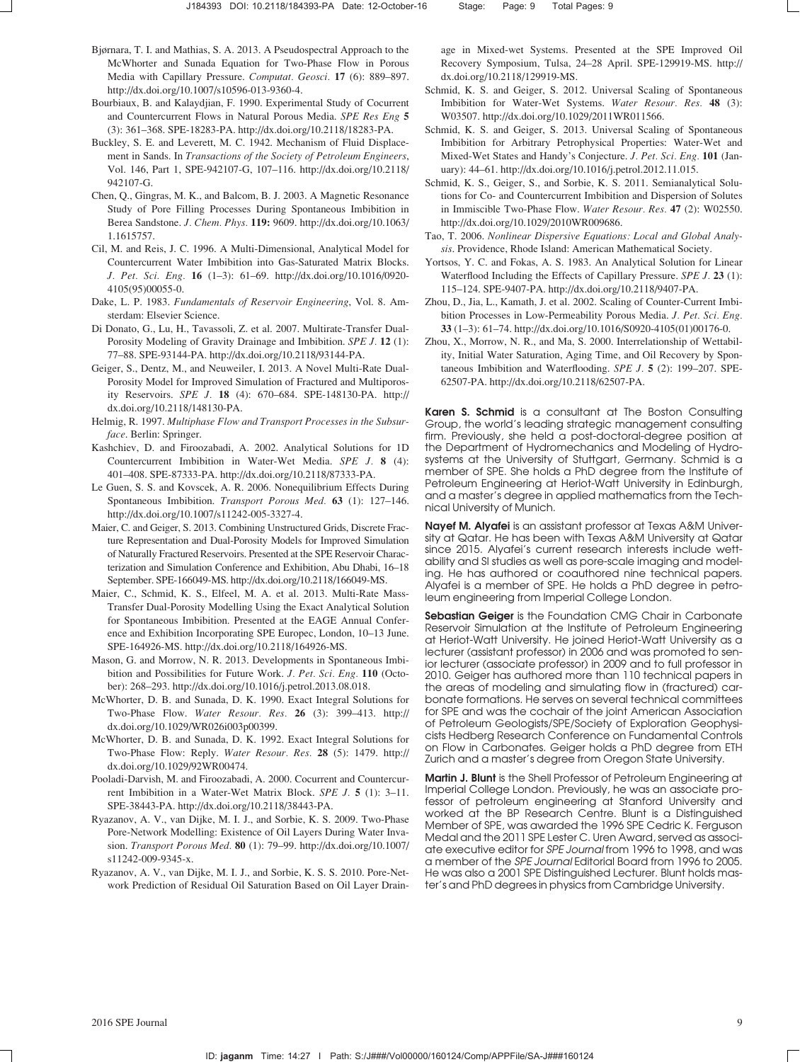Bjørnara, T. I. and Mathias, S. A. 2013. A Pseudospectral Approach to the McWhorter and Sunada Equation for Two-Phase Flow in Porous Media with Capillary Pressure. *Computat. Geosci.* **17** (6): 889–897. http://dx.doi.org/10.1007/s10596-013-9360-4.

Bourbiaux, B. and Kalaydjian, F. 1990. Experimental Study of Cocurrent and Countercurrent Flows in Natural Porous Media. *SPE Res Eng* **5** (3): 361–368. SPE-18283-PA. http://dx.doi.org/10.2118/18283-PA.

Buckley, S. E. and Leverett, M. C. 1942. Mechanism of Fluid Displacement in Sands. In *Transactions of the Society of Petroleum Engineers*, Vol. 146, Part 1, SPE-942107-G, 107–116. http://dx.doi.org/10.2118/942107-G.

Chen, Q., Gingras, M. K., and Balcom, B. J. 2003. A Magnetic Resonance Study of Pore Filling Processes During Spontaneous Imbibition in Berea Sandstone. *J. Chem. Phys.* **119:** 9609. http://dx.doi.org/10.1063/1.1615757.

Cil, M. and Reis, J. C. 1996. A Multi-Dimensional, Analytical Model for Countercurrent Water Imbibition into Gas-Saturated Matrix Blocks. *J. Pet. Sci. Eng.* **16** (1–3): 61–69. http://dx.doi.org/10.1016/0920-4105(95)00055-0.

Dake, L. P. 1983. *Fundamentals of Reservoir Engineering*, Vol. 8. Amsterdam: Elsevier Science.

Di Donato, G., Lu, H., Tavassoli, Z. et al. 2007. Multirate-Transfer Dual-Porosity Modeling of Gravity Drainage and Imbibition. *SPE J.* **12** (1): 77–88. SPE-93144-PA. http://dx.doi.org/10.2118/93144-PA.

Geiger, S., Dentz, M., and Neuweiler, I. 2013. A Novel Multi-Rate Dual-Porosity Model for Improved Simulation of Fractured and Multiporosity Reservoirs. *SPE J.* **18** (4): 670–684. SPE-148130-PA. http://dx.doi.org/10.2118/148130-PA.

Helmig, R. 1997. *Multiphase Flow and Transport Processes in the Subsurface*. Berlin: Springer.

Kashchiev, D. and Firoozabadi, A. 2002. Analytical Solutions for 1D Countercurrent Imbibition in Water-Wet Media. *SPE J.* **8** (4): 401–408. SPE-87333-PA. http://dx.doi.org/10.2118/87333-PA.

Le Guen, S. S. and Kovscek, A. R. 2006. Nonequilibrium Effects During Spontaneous Imbibition. *Transport Porous Med.* **63** (1): 127–146. http://dx.doi.org/10.1007/s11242-005-3327-4.

Maier, C. and Geiger, S. 2013. Combining Unstructured Grids, Discrete Fracture Representation and Dual-Porosity Models for Improved Simulation of Naturally Fractured Reservoirs. Presented at the SPE Reservoir Characterization and Simulation Conference and Exhibition, Abu Dhabi, 16–18 September. SPE-166049-MS. http://dx.doi.org/10.2118/166049-MS.

Maier, C., Schmid, K. S., Elfeel, M. A. et al. 2013. Multi-Rate Mass-Transfer Dual-Porosity Modelling Using the Exact Analytical Solution for Spontaneous Imbibition. Presented at the EAGE Annual Conference and Exhibition Incorporating SPE Europec, London, 10–13 June. SPE-164926-MS. http://dx.doi.org/10.2118/164926-MS.

Mason, G. and Morrow, N. R. 2013. Developments in Spontaneous Imbibition and Possibilities for Future Work. *J. Pet. Sci. Eng.* **110** (October): 268–293. http://dx.doi.org/10.1016/j.petrol.2013.08.018.

McWhorter, D. B. and Sunada, D. K. 1990. Exact Integral Solutions for Two-Phase Flow. *Water Resour. Res.* **26** (3): 399–413. http://dx.doi.org/10.1029/WR026i003p00399.

McWhorter, D. B. and Sunada, D. K. 1992. Exact Integral Solutions for Two-Phase Flow: Reply. *Water Resour. Res.* **28** (5): 1479. http://dx.doi.org/10.1029/92WR00474.

Pooladi-Darvish, M. and Firoozabadi, A. 2000. Cocurrent and Countercurrent Imbibition in a Water-Wet Matrix Block. *SPE J.* **5** (1): 3–11. SPE-38443-PA. http://dx.doi.org/10.2118/38443-PA.

Ryazanov, A. V., van Dijke, M. I. J., and Sorbie, K. S. 2009. Two-Phase Pore-Network Modelling: Existence of Oil Layers During Water Invasion. *Transport Porous Med.* **80** (1): 79–99. http://dx.doi.org/10.1007/s11242-009-9345-x.

Ryazanov, A. V., van Dijke, M. I. J., and Sorbie, K. S. S. 2010. Pore-Network Prediction of Residual Oil Saturation Based on Oil Layer Drainage in Mixed-wet Systems. Presented at the SPE Improved Oil Recovery Symposium, Tulsa, 24–28 April. SPE-129919-MS. http://dx.doi.org/10.2118/129919-MS.

Schmid, K. S. and Geiger, S. 2012. Universal Scaling of Spontaneous Imbibition for Water-Wet Systems. *Water Resour. Res.* **48** (3): W03507. http://dx.doi.org/10.1029/2011WR011566.

Schmid, K. S. and Geiger, S. 2013. Universal Scaling of Spontaneous Imbibition for Arbitrary Petrophysical Properties: Water-Wet and Mixed-Wet States and Handy's Conjecture. *J. Pet. Sci. Eng.* **101** (January): 44–61. http://dx.doi.org/10.1016/j.petrol.2012.11.015.

Schmid, K. S., Geiger, S., and Sorbie, K. S. 2011. Semianalytical Solutions for Co- and Countercurrent Imbibition and Dispersion of Solutes in Immiscible Two-Phase Flow. *Water Resour. Res.* **47** (2): W02550. http://dx.doi.org/10.1029/2010WR009686.

Tao, T. 2006. *Nonlinear Dispersive Equations: Local and Global Analysis*. Providence, Rhode Island: American Mathematical Society.

Yortsos, Y. C. and Fokas, A. S. 1983. An Analytical Solution for Linear Waterflood Including the Effects of Capillary Pressure. *SPE J.* **23** (1): 115–124. SPE-9407-PA. http://dx.doi.org/10.2118/9407-PA.

Zhou, D., Jia, L., Kamath, J. et al. 2002. Scaling of Counter-Current Imbibition Processes in Low-Permeability Porous Media. *J. Pet. Sci. Eng.* **33** (1–3): 61–74. http://dx.doi.org/10.1016/S0920-4105(01)00176-0.

Zhou, X., Morrow, N. R., and Ma, S. 2000. Interrelationship of Wettability, Initial Water Saturation, Aging Time, and Oil Recovery by Spontaneous Imbibition and Waterflooding. *SPE J.* **5** (2): 199–207. SPE-62507-PA. http://dx.doi.org/10.2118/62507-PA.

**Karen S. Schmid** is a consultant at The Boston Consulting Group, the world's leading strategic management consulting firm. Previously, she held a post-doctoral-degree position at the Department of Hydromechanics and Modeling of Hydrosystems at the University of Stuttgart, Germany. Schmid is a member of SPE. She holds a PhD degree from the Institute of Petroleum Engineering at Heriot-Watt University in Edinburgh, and a master's degree in applied mathematics from the Technical University of Munich.

**Nayef M. Alyafei** is an assistant professor at Texas A&M University at Qatar. He has been with Texas A&M University at Qatar since 2015. Alyafei's current research interests include wettability and SI studies as well as pore-scale imaging and modeling. He has authored or coauthored nine technical papers. Alyafei is a member of SPE. He holds a PhD degree in petroleum engineering from Imperial College London.

**Sebastian Geiger** is the Foundation CMG Chair in Carbonate Reservoir Simulation at the Institute of Petroleum Engineering at Heriot-Watt University. He joined Heriot-Watt University as a lecturer (assistant professor) in 2006 and was promoted to senior lecturer (associate professor) in 2009 and to full professor in 2010. Geiger has authored more than 110 technical papers in the areas of modeling and simulating flow in (fractured) carbonate formations. He serves on several technical committees for SPE and was the cochair of the joint American Association of Petroleum Geologists/SPE/Society of Exploration Geophysicists Hedberg Research Conference on Fundamental Controls on Flow in Carbonates. Geiger holds a PhD degree from ETH Zurich and a master's degree from Oregon State University.

**Martin J. Blunt** is the Shell Professor of Petroleum Engineering at Imperial College London. Previously, he was an associate professor of petroleum engineering at Stanford University and worked at the BP Research Centre. Blunt is a Distinguished Member of SPE, was awarded the 1996 SPE Cedric K. Ferguson Medal and the 2011 SPE Lester C. Uren Award, served as associate executive editor for *SPE Journal* from 1996 to 1998, and was a member of the *SPE Journal* Editorial Board from 1996 to 2005. He was also a 2001 SPE Distinguished Lecturer. Blunt holds master's and PhD degrees in physics from Cambridge University.